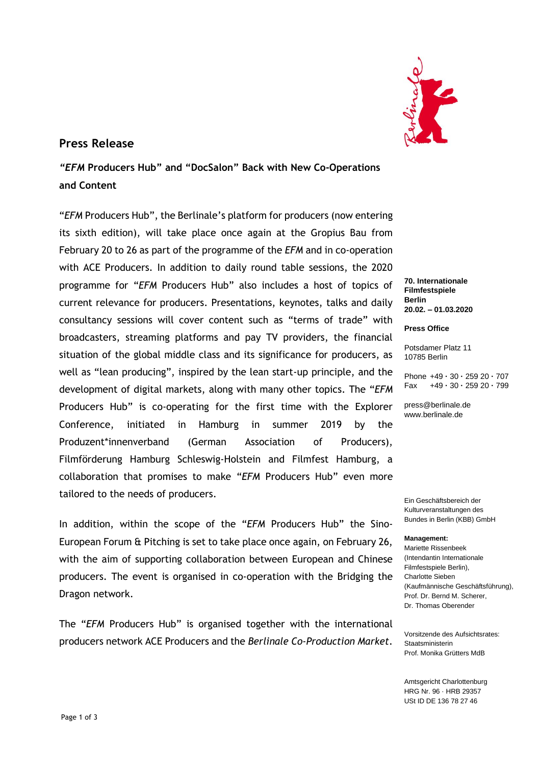# Press Release

## *"EFM* Producers Hub" and "DocSalon" Back with New Co-Operations and Content

"*EFM* Producers Hub", the Berlinale's platform for producers (now entering its sixth edition), will take place once again at the Gropius Bau from February 20 to 26 as part of the programme of the *EFM* and in co-operation with ACE Producers. In addition to daily round table sessions, the 2020 programme for "*EFM* Producers Hub" also includes a host of topics of current relevance for producers. Presentations, keynotes, talks and daily consultancy sessions will cover content such as "terms of trade" with broadcasters, streaming platforms and pay TV providers, the financial situation of the global middle class and its significance for producers, as well as "lean producing", inspired by the lean start-up principle, and the development of digital markets, along with many other topics. The "*EFM* Producers Hub" is co-operating for the first time with the Explorer Conference, initiated in Hamburg in summer 2019 by the Produzent*innenverband (German Association of Producers), Filmförderung Hamburg Schleswig-Holstein and Filmfest Hamburg, a collaboration that promises to make "*EFM* Producers Hub" even more tailored to the needs of producers.

In addition, within the scope of the "*EFM* Producers Hub" the Sino-European Forum & Pitching is set to take place once again, on February 26, with the aim of supporting collaboration between European and Chinese producers. The event is organised in co-operation with the Bridging the Dragon network.

The "*EFM* Producers Hub" is organised together with the international producers network ACE Producers and the *Berlinale Co-Production Market*.

**70. Internationale Filmfestspiele Berlin**
**20.02. – 01.03.2020**

**Press Office**

Potsdamer Platz 11
10785 Berlin

Phone +49 · 30 · 259 20 · 707
Fax +49 · 30 · 259 20 · 799

press@berlinale.de
www.berlinale.de

Ein Geschäftsbereich der Kulturveranstaltungen des Bundes in Berlin (KBB) GmbH

**Management:**
Mariette Rissenbeek (Intendantin Internationale Filmfestspiele Berlin), Charlotte Sieben (Kaufmännische Geschäftsführung), Prof. Dr. Bernd M. Scherer, Dr. Thomas Oberender

Vorsitzende des Aufsichtsrates: Staatsministerin Prof. Monika Grütters MdB

Amtsgericht Charlottenburg
HRG Nr. 96 · HRB 29357
USt ID DE 136 78 27 46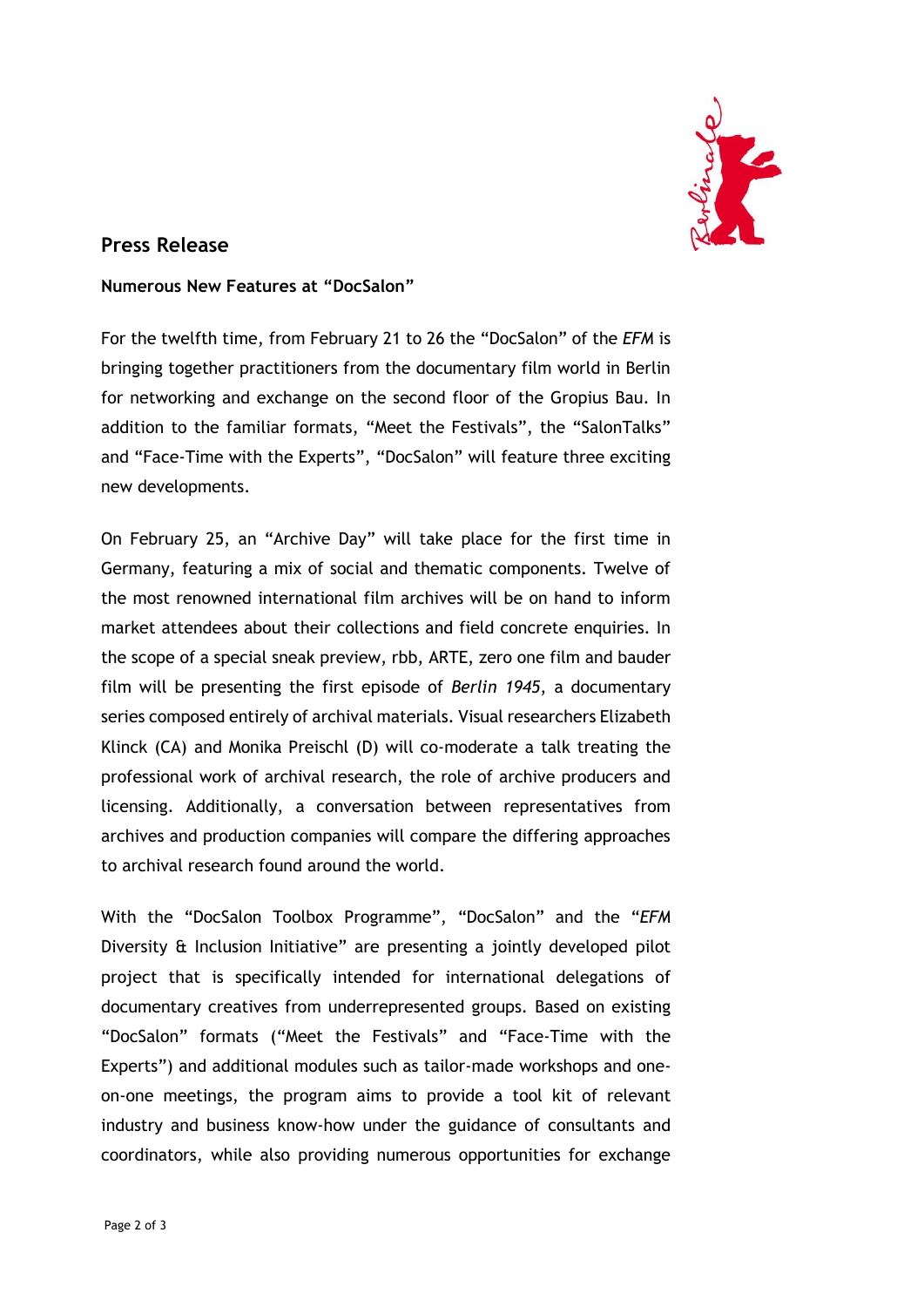## Press Release

**Numerous New Features at “DocSalon”**

For the twelfth time, from February 21 to 26 the “DocSalon” of the *EFM* is bringing together practitioners from the documentary film world in Berlin for networking and exchange on the second floor of the Gropius Bau. In addition to the familiar formats, “Meet the Festivals”, the “SalonTalks” and “Face-Time with the Experts”, “DocSalon” will feature three exciting new developments.

On February 25, an “Archive Day” will take place for the first time in Germany, featuring a mix of social and thematic components. Twelve of the most renowned international film archives will be on hand to inform market attendees about their collections and field concrete enquiries. In the scope of a special sneak preview, rbb, ARTE, zero one film and bauder film will be presenting the first episode of *Berlin 1945*, a documentary series composed entirely of archival materials. Visual researchers Elizabeth Klinck (CA) and Monika Preischl (D) will co-moderate a talk treating the professional work of archival research, the role of archive producers and licensing. Additionally, a conversation between representatives from archives and production companies will compare the differing approaches to archival research found around the world.

With the “DocSalon Toolbox Programme”, “DocSalon” and the “*EFM* Diversity & Inclusion Initiative” are presenting a jointly developed pilot project that is specifically intended for international delegations of documentary creatives from underrepresented groups. Based on existing “DocSalon” formats (“Meet the Festivals” and “Face-Time with the Experts”) and additional modules such as tailor-made workshops and one-on-one meetings, the program aims to provide a tool kit of relevant industry and business know-how under the guidance of consultants and coordinators, while also providing numerous opportunities for exchange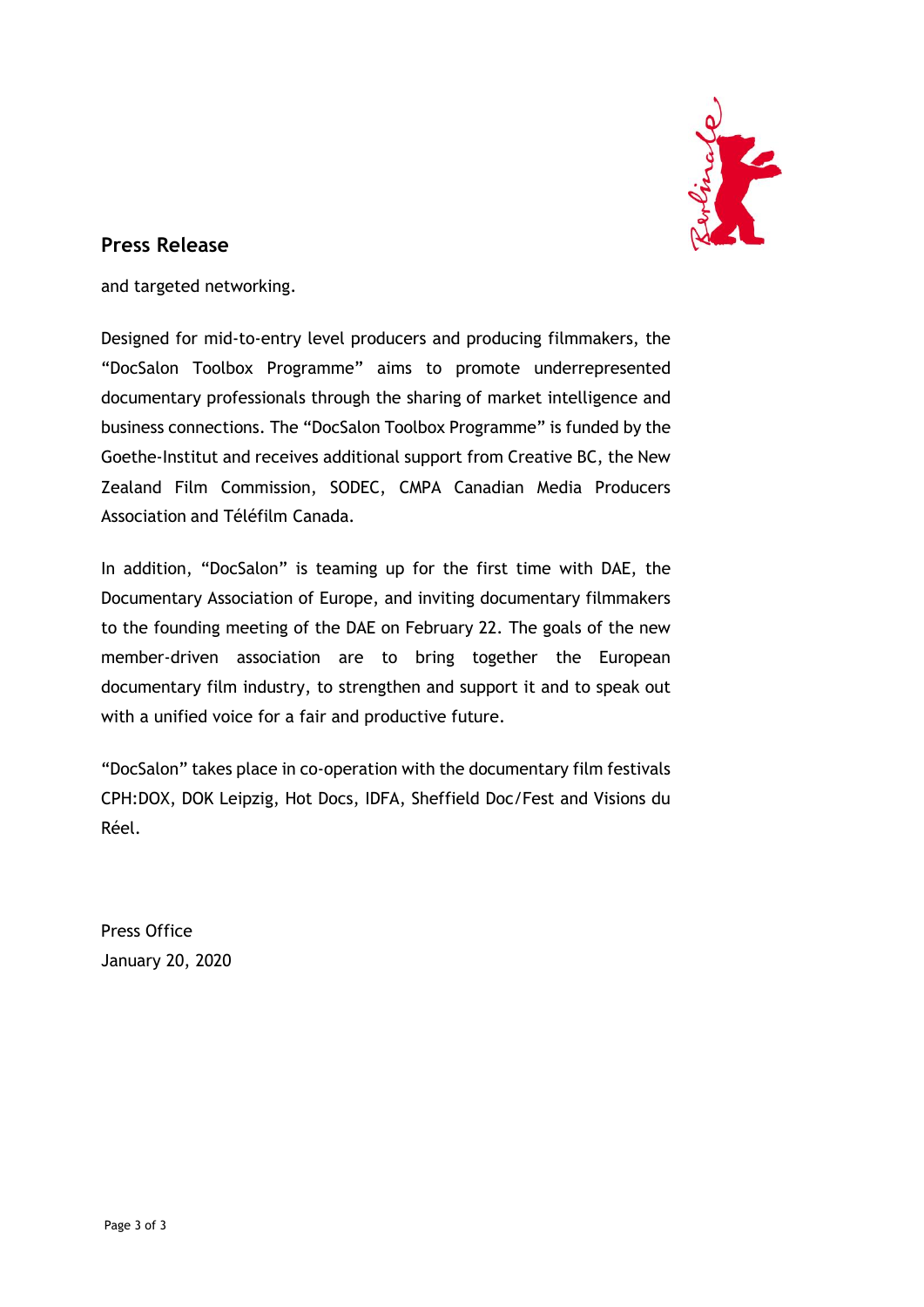**Press Release**

and targeted networking.

Designed for mid-to-entry level producers and producing filmmakers, the "DocSalon Toolbox Programme" aims to promote underrepresented documentary professionals through the sharing of market intelligence and business connections. The "DocSalon Toolbox Programme" is funded by the Goethe-Institut and receives additional support from Creative BC, the New Zealand Film Commission, SODEC, CMPA Canadian Media Producers Association and Téléfilm Canada.

In addition, "DocSalon" is teaming up for the first time with DAE, the Documentary Association of Europe, and inviting documentary filmmakers to the founding meeting of the DAE on February 22. The goals of the new member-driven association are to bring together the European documentary film industry, to strengthen and support it and to speak out with a unified voice for a fair and productive future.

"DocSalon" takes place in co-operation with the documentary film festivals CPH:DOX, DOK Leipzig, Hot Docs, IDFA, Sheffield Doc/Fest and Visions du Réel.

Press Office
January 20, 2020